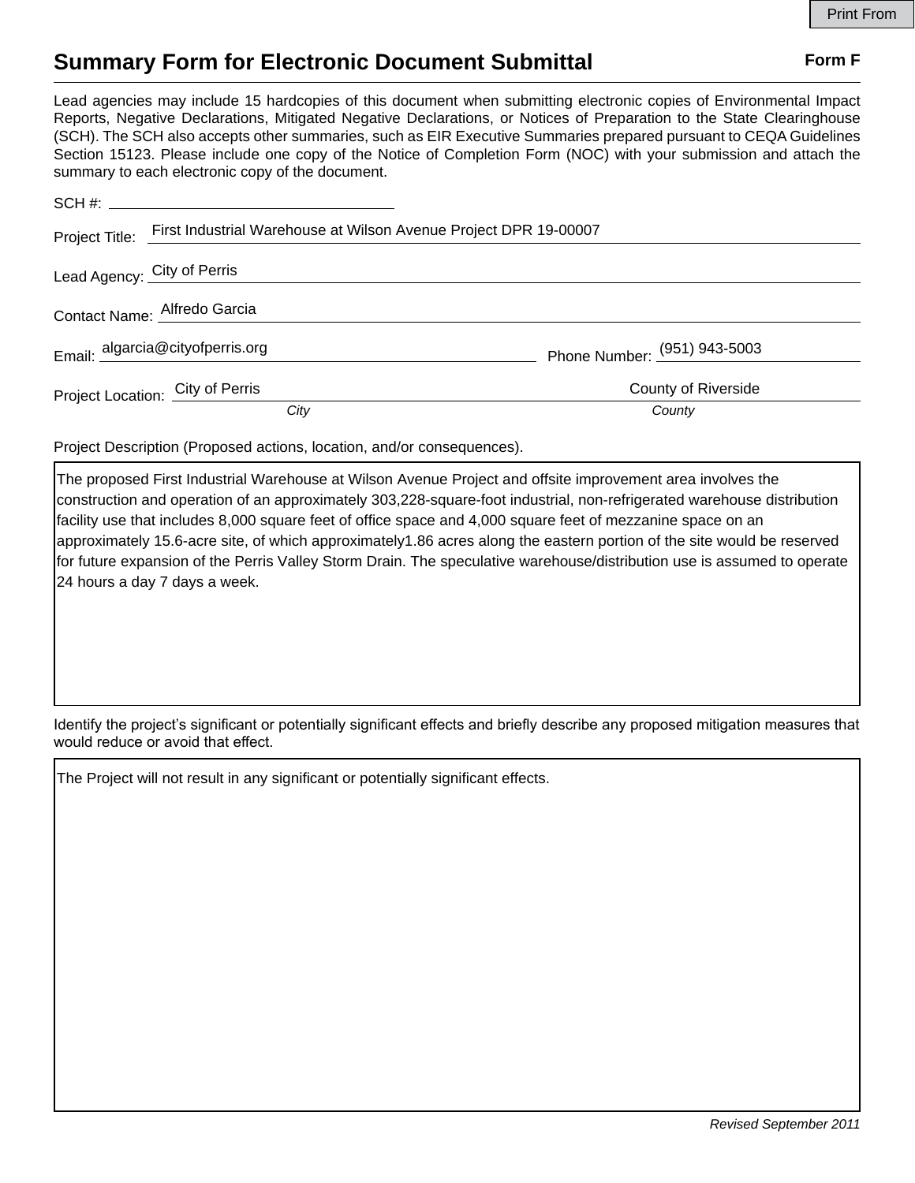# Summary Form for Electronic Document Submittal

**Form F**

Lead agencies may include 15 hardcopies of this document when submitting electronic copies of Environmental Impact Reports, Negative Declarations, Mitigated Negative Declarations, or Notices of Preparation to the State Clearinghouse (SCH). The SCH also accepts other summaries, such as EIR Executive Summaries prepared pursuant to CEQA Guidelines Section 15123. Please include one copy of the Notice of Completion Form (NOC) with your submission and attach the summary to each electronic copy of the document.

SCH #:

Project Title: First Industrial Warehouse at Wilson Avenue Project DPR 19-00007

Lead Agency: City of Perris

Contact Name: Alfredo Garcia

Email: algarcia@cityofperris.org

Phone Number: (951) 943-5003

Project Location: City of Perris (*City*), County of Riverside (*County*)

Project Description (Proposed actions, location, and/or consequences).

The proposed First Industrial Warehouse at Wilson Avenue Project and offsite improvement area involves the construction and operation of an approximately 303,228-square-foot industrial, non-refrigerated warehouse distribution facility use that includes 8,000 square feet of office space and 4,000 square feet of mezzanine space on an approximately 15.6-acre site, of which approximately1.86 acres along the eastern portion of the site would be reserved for future expansion of the Perris Valley Storm Drain. The speculative warehouse/distribution use is assumed to operate 24 hours a day 7 days a week.

Identify the project's significant or potentially significant effects and briefly describe any proposed mitigation measures that would reduce or avoid that effect.

The Project will not result in any significant or potentially significant effects.

*Revised September 2011*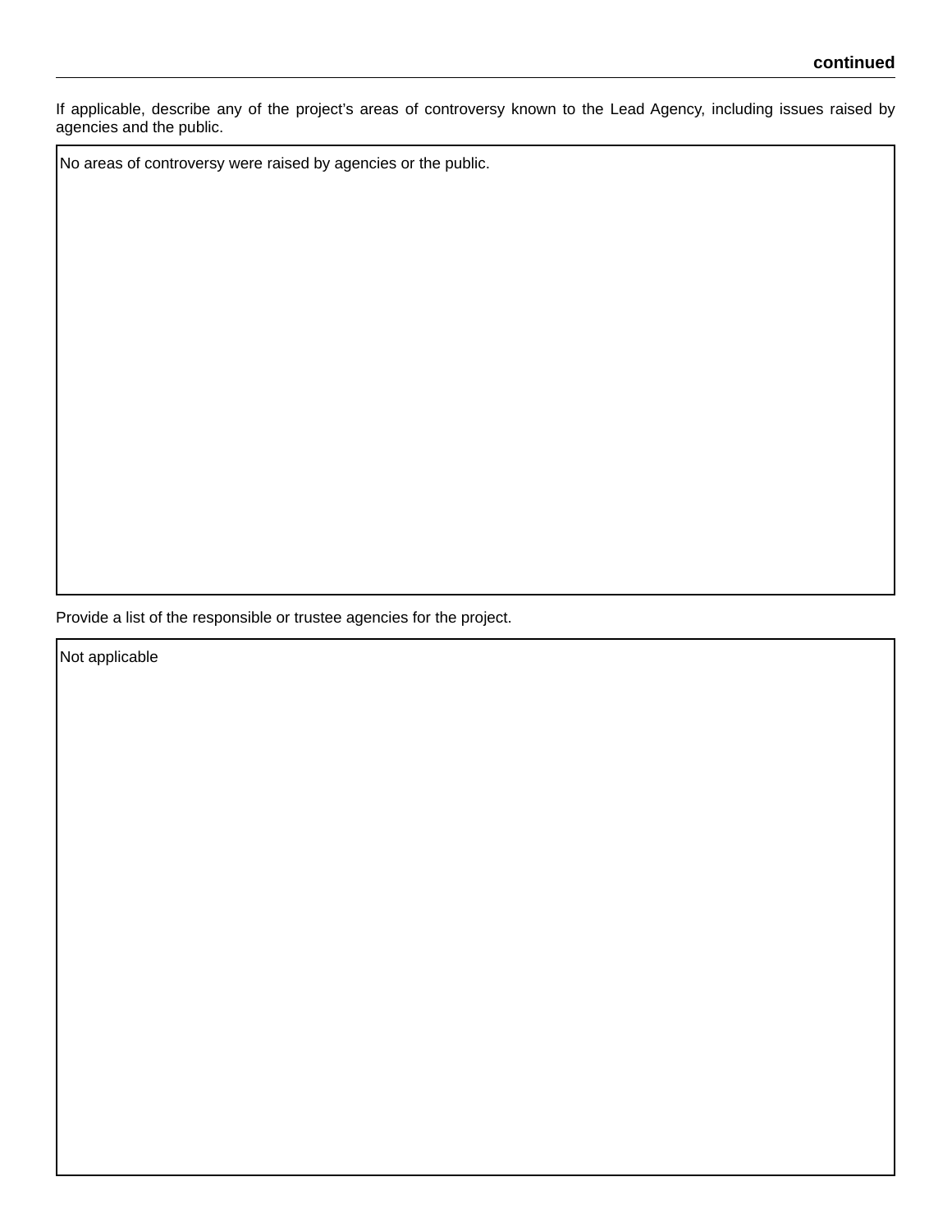If applicable, describe any of the project's areas of controversy known to the Lead Agency, including issues raised by agencies and the public.

| |
|---|
| No areas of controversy were raised by agencies or the public. |

Provide a list of the responsible or trustee agencies for the project.

| |
|---|
| Not applicable |